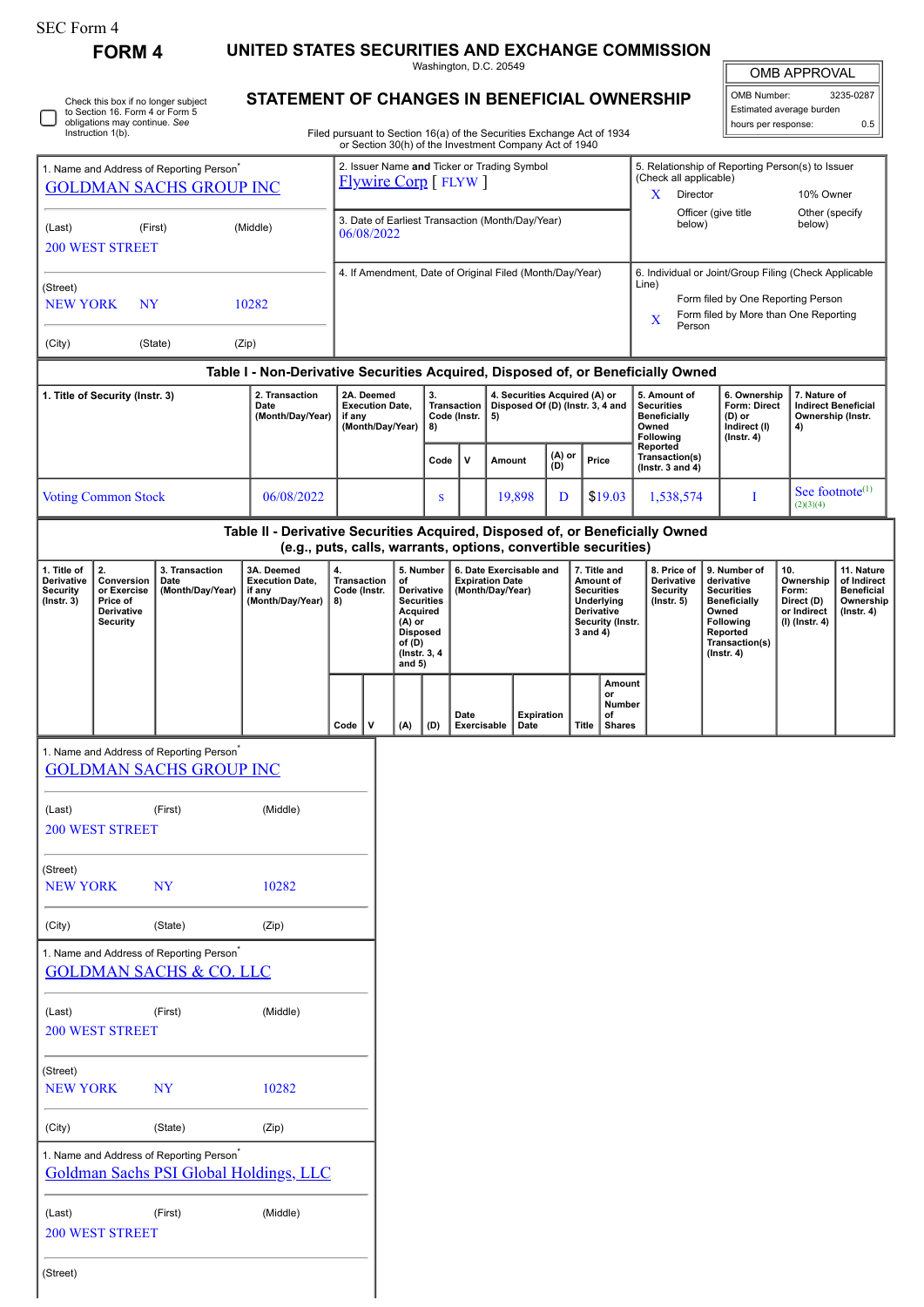SEC Form 4

# FORM 4

## UNITED STATES SECURITIES AND EXCHANGE COMMISSION

Washington, D.C. 20549

## STATEMENT OF CHANGES IN BENEFICIAL OWNERSHIP

Filed pursuant to Section 16(a) of the Securities Exchange Act of 1934 or Section 30(h) of the Investment Company Act of 1940

| OMB APPROVAL | |
|---|---|
| OMB Number: | 3235-0287 |
| Estimated average burden | |
| hours per response: | 0.5 |

☐ Check this box if no longer subject to Section 16. Form 4 or Form 5 obligations may continue. *See* Instruction 1(b).

| | | |
|---|---|---|
| 1. Name and Address of Reporting Person* GOLDMAN SACHS GROUP INC<br>(Last) (First) (Middle)<br>200 WEST STREET<br>(Street)<br>NEW YORK NY 10282<br>(City) (State) (Zip) | 2. Issuer Name **and** Ticker or Trading Symbol Flywire Corp [ FLYW ]<br><br>3. Date of Earliest Transaction (Month/Day/Year) 06/08/2022<br><br>4. If Amendment, Date of Original Filed (Month/Day/Year) | 5. Relationship of Reporting Person(s) to Issuer (Check all applicable)<br>X Director<br>10% Owner<br>Officer (give title below)<br>Other (specify below)<br><br>6. Individual or Joint/Group Filing (Check Applicable Line)<br>Form filed by One Reporting Person<br>X Form filed by More than One Reporting Person |

### Table I - Non-Derivative Securities Acquired, Disposed of, or Beneficially Owned

| 1. Title of Security (Instr. 3) | 2. Transaction Date (Month/Day/Year) | 2A. Deemed Execution Date, if any (Month/Day/Year) | 3. Transaction Code (Instr. 8) | | 4. Securities Acquired (A) or Disposed Of (D) (Instr. 3, 4 and 5) | | | 5. Amount of Securities Beneficially Owned Following Reported Transaction(s) (Instr. 3 and 4) | 6. Ownership Form: Direct (D) or Indirect (I) (Instr. 4) | 7. Nature of Indirect Beneficial Ownership (Instr. 4) |
|---|---|---|---|---|---|---|---|---|---|---|
| | | | Code | V | Amount | (A) or (D) | Price | | | |
| Voting Common Stock | 06/08/2022 | | S | | 19,898 | D | $19.03 | 1,538,574 | I | See footnote[(1)(2)(3)(4)] |

### Table II - Derivative Securities Acquired, Disposed of, or Beneficially Owned (e.g., puts, calls, warrants, options, convertible securities)

| 1. Title of Derivative Security (Instr. 3) | 2. Conversion or Exercise Price of Derivative Security | 3. Transaction Date (Month/Day/Year) | 3A. Deemed Execution Date, if any (Month/Day/Year) | 4. Transaction Code (Instr. 8) | | 5. Number of Derivative Securities Acquired (A) or Disposed of (D) (Instr. 3, 4 and 5) | | 6. Date Exercisable and Expiration Date (Month/Day/Year) | | 7. Title and Amount of Securities Underlying Derivative Security (Instr. 3 and 4) | | 8. Price of Derivative Security (Instr. 5) | 9. Number of derivative Securities Beneficially Owned Following Reported Transaction(s) (Instr. 4) | 10. Ownership Form: Direct (D) or Indirect (I) (Instr. 4) | 11. Nature of Indirect Beneficial Ownership (Instr. 4) |
|---|---|---|---|---|---|---|---|---|---|---|---|---|---|---|---|
| | | | | Code | V | (A) | (D) | Date Exercisable | Expiration Date | Title | Amount or Number of Shares | | | | |

1. Name and Address of Reporting Person*
GOLDMAN SACHS GROUP INC
(Last) (First) (Middle)
200 WEST STREET
(Street)
NEW YORK NY 10282
(City) (State) (Zip)

1. Name and Address of Reporting Person*
GOLDMAN SACHS & CO. LLC
(Last) (First) (Middle)
200 WEST STREET
(Street)
NEW YORK NY 10282
(City) (State) (Zip)

1. Name and Address of Reporting Person*
Goldman Sachs PSI Global Holdings, LLC
(Last) (First) (Middle)
200 WEST STREET
(Street)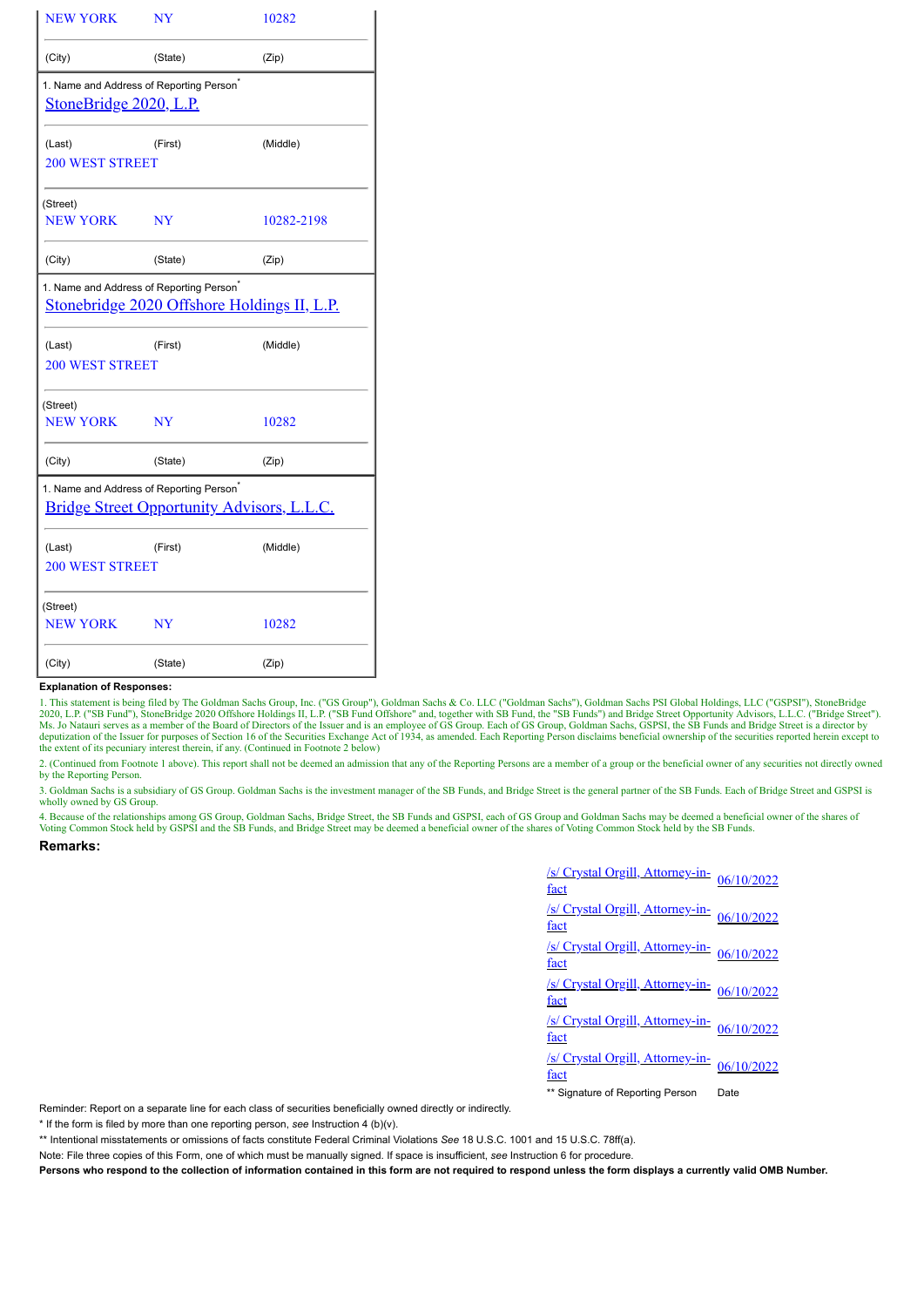| | | |
|---|---|---|
| NEW YORK | NY | 10282 |
| (City) | (State) | (Zip) |

| | | |
|---|---|---|
| 1. Name and Address of Reporting Person* | | |
| StoneBridge 2020, L.P. | | |
| (Last) | (First) | (Middle) |
| 200 WEST STREET | | |
| (Street) | | |
| NEW YORK | NY | 10282-2198 |
| (City) | (State) | (Zip) |

| | | |
|---|---|---|
| 1. Name and Address of Reporting Person* | | |
| Stonebridge 2020 Offshore Holdings II, L.P. | | |
| (Last) | (First) | (Middle) |
| 200 WEST STREET | | |
| (Street) | | |
| NEW YORK | NY | 10282 |
| (City) | (State) | (Zip) |

| | | |
|---|---|---|
| 1. Name and Address of Reporting Person* | | |
| Bridge Street Opportunity Advisors, L.L.C. | | |
| (Last) | (First) | (Middle) |
| 200 WEST STREET | | |
| (Street) | | |
| NEW YORK | NY | 10282 |
| (City) | (State) | (Zip) |

**Explanation of Responses:**

1. This statement is being filed by The Goldman Sachs Group, Inc. ("GS Group"), Goldman Sachs & Co. LLC ("Goldman Sachs"), Goldman Sachs PSI Global Holdings, LLC ("GSPSI"), StoneBridge 2020, L.P. ("SB Fund"), StoneBridge 2020 Offshore Holdings II, L.P. ("SB Fund Offshore" and, together with SB Fund, the "SB Funds") and Bridge Street Opportunity Advisors, L.L.C. ("Bridge Street"). Ms. Jo Natauri serves as a member of the Board of Directors of the Issuer and is an employee of GS Group. Each of GS Group, Goldman Sachs, GSPSI, the SB Funds and Bridge Street is a director by deputization of the Issuer for purposes of Section 16 of the Securities Exchange Act of 1934, as amended. Each Reporting Person disclaims beneficial ownership of the securities reported herein except to the extent of its pecuniary interest therein, if any. (Continued in Footnote 2 below)

2. (Continued from Footnote 1 above). This report shall not be deemed an admission that any of the Reporting Persons are a member of a group or the beneficial owner of any securities not directly owned by the Reporting Person.

3. Goldman Sachs is a subsidiary of GS Group. Goldman Sachs is the investment manager of the SB Funds, and Bridge Street is the general partner of the SB Funds. Each of Bridge Street and GSPSI is wholly owned by GS Group.

4. Because of the relationships among GS Group, Goldman Sachs, Bridge Street, the SB Funds and GSPSI, each of GS Group and Goldman Sachs may be deemed a beneficial owner of the shares of Voting Common Stock held by GSPSI and the SB Funds, and Bridge Street may be deemed a beneficial owner of the shares of Voting Common Stock held by the SB Funds.

**Remarks:**

| | |
|---|---|
| /s/ Crystal Orgill, Attorney-in-fact | 06/10/2022 |
| /s/ Crystal Orgill, Attorney-in-fact | 06/10/2022 |
| /s/ Crystal Orgill, Attorney-in-fact | 06/10/2022 |
| /s/ Crystal Orgill, Attorney-in-fact | 06/10/2022 |
| /s/ Crystal Orgill, Attorney-in-fact | 06/10/2022 |
| /s/ Crystal Orgill, Attorney-in-fact | 06/10/2022 |
| ** Signature of Reporting Person | Date |

Reminder: Report on a separate line for each class of securities beneficially owned directly or indirectly.

* If the form is filed by more than one reporting person, *see* Instruction 4 (b)(v).

** Intentional misstatements or omissions of facts constitute Federal Criminal Violations *See* 18 U.S.C. 1001 and 15 U.S.C. 78ff(a).

Note: File three copies of this Form, one of which must be manually signed. If space is insufficient, *see* Instruction 6 for procedure.

**Persons who respond to the collection of information contained in this form are not required to respond unless the form displays a currently valid OMB Number.**